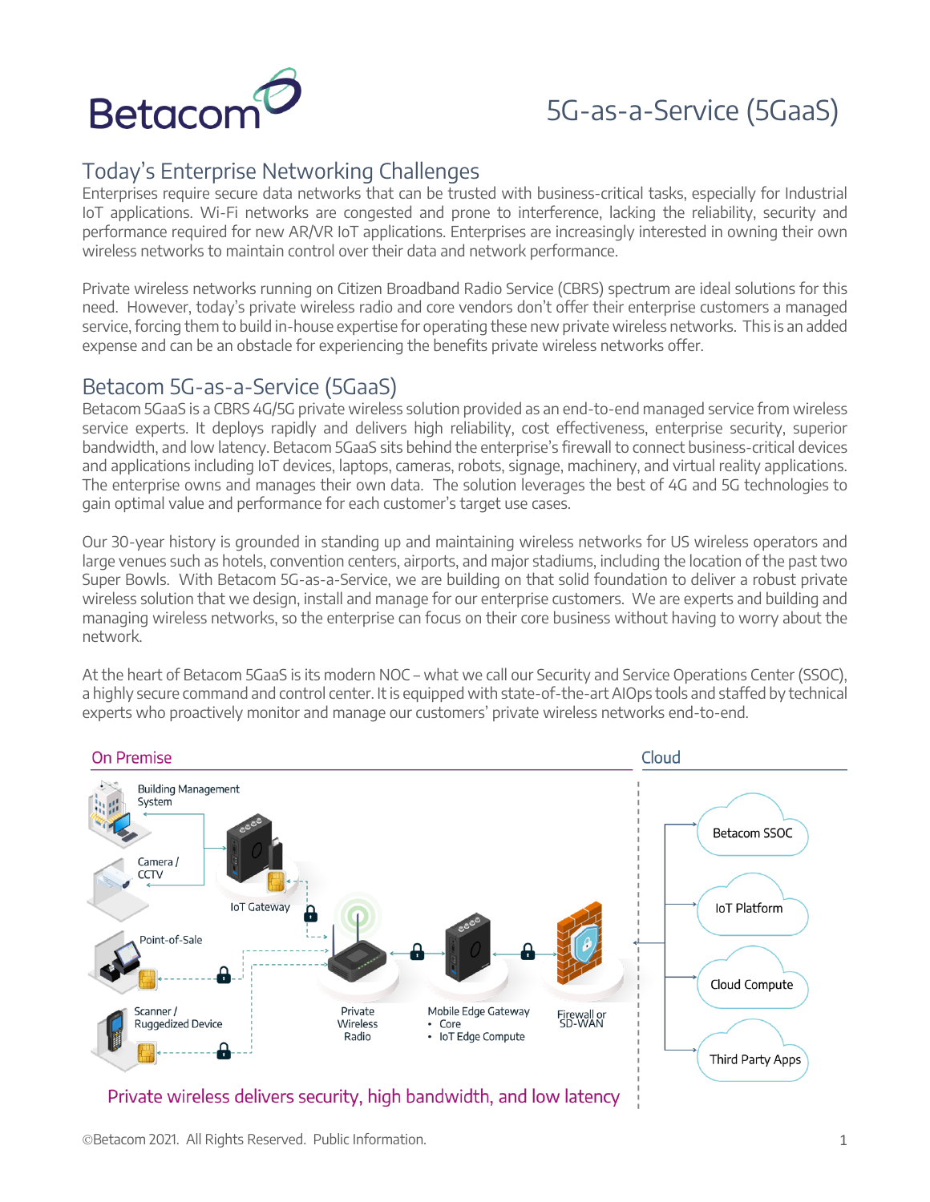# Betacom

# 5G-as-a-Service (5GaaS)

## Today's Enterprise Networking Challenges

Enterprises require secure data networks that can be trusted with business-critical tasks, especially for Industrial IoT applications. Wi-Fi networks are congested and prone to interference, lacking the reliability, security and performance required for new AR/VR IoT applications. Enterprises are increasingly interested in owning their own wireless networks to maintain control over their data and network performance.

Private wireless networks running on Citizen Broadband Radio Service (CBRS) spectrum are ideal solutions for this need. However, today's private wireless radio and core vendors don't offer their enterprise customers a managed service, forcing them to build in-house expertise for operating these new private wireless networks. This is an added expense and can be an obstacle for experiencing the benefits private wireless networks offer.

## Betacom 5G-as-a-Service (5GaaS)

Betacom 5GaaS is a CBRS 4G/5G private wireless solution provided as an end-to-end managed service from wireless service experts. It deploys rapidly and delivers high reliability, cost effectiveness, enterprise security, superior bandwidth, and low latency. Betacom 5GaaS sits behind the enterprise's firewall to connect business-critical devices and applications including IoT devices, laptops, cameras, robots, signage, machinery, and virtual reality applications. The enterprise owns and manages their own data. The solution leverages the best of 4G and 5G technologies to gain optimal value and performance for each customer's target use cases.

Our 30-year history is grounded in standing up and maintaining wireless networks for US wireless operators and large venues such as hotels, convention centers, airports, and major stadiums, including the location of the past two Super Bowls. With Betacom 5G-as-a-Service, we are building on that solid foundation to deliver a robust private wireless solution that we design, install and manage for our enterprise customers. We are experts and building and managing wireless networks, so the enterprise can focus on their core business without having to worry about the network.

At the heart of Betacom 5GaaS is its modern NOC – what we call our Security and Service Operations Center (SSOC), a highly secure command and control center. It is equipped with state-of-the-art AIOps tools and staffed by technical experts who proactively monitor and manage our customers' private wireless networks end-to-end.

On Premise | Cloud

Building Management System

Camera / CCTV

IoT Gateway

Point-of-Sale

Scanner / Ruggedized Device

Private Wireless Radio

Mobile Edge Gateway
- Core
- IoT Edge Compute

Firewall or SD-WAN

Betacom SSOC

IoT Platform

Cloud Compute

Third Party Apps

Private wireless delivers security, high bandwidth, and low latency

©Betacom 2021. All Rights Reserved. Public Information.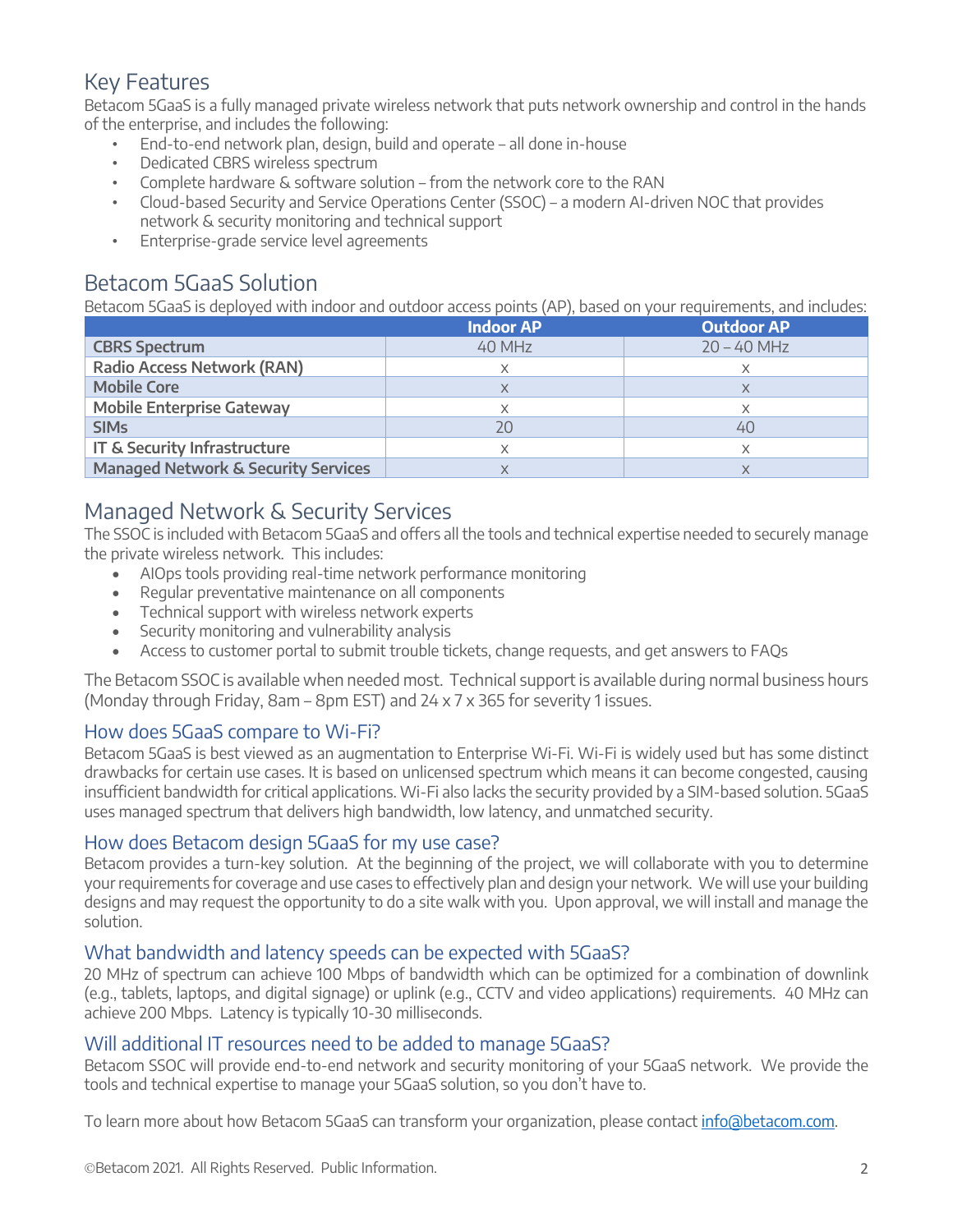## Key Features

Betacom 5GaaS is a fully managed private wireless network that puts network ownership and control in the hands of the enterprise, and includes the following:

- End-to-end network plan, design, build and operate – all done in-house
- Dedicated CBRS wireless spectrum
- Complete hardware & software solution – from the network core to the RAN
- Cloud-based Security and Service Operations Center (SSOC) – a modern AI-driven NOC that provides network & security monitoring and technical support
- Enterprise-grade service level agreements

## Betacom 5GaaS Solution

Betacom 5GaaS is deployed with indoor and outdoor access points (AP), based on your requirements, and includes:

| | Indoor AP | Outdoor AP |
|---|---|---|
| **CBRS Spectrum** | 40 MHz | 20 – 40 MHz |
| **Radio Access Network (RAN)** | x | x |
| **Mobile Core** | x | x |
| **Mobile Enterprise Gateway** | x | x |
| **SIMs** | 20 | 40 |
| **IT & Security Infrastructure** | x | x |
| **Managed Network & Security Services** | x | x |

## Managed Network & Security Services

The SSOC is included with Betacom 5GaaS and offers all the tools and technical expertise needed to securely manage the private wireless network. This includes:

- AIOps tools providing real-time network performance monitoring
- Regular preventative maintenance on all components
- Technical support with wireless network experts
- Security monitoring and vulnerability analysis
- Access to customer portal to submit trouble tickets, change requests, and get answers to FAQs

The Betacom SSOC is available when needed most. Technical support is available during normal business hours (Monday through Friday, 8am – 8pm EST) and 24 x 7 x 365 for severity 1 issues.

### How does 5GaaS compare to Wi-Fi?

Betacom 5GaaS is best viewed as an augmentation to Enterprise Wi-Fi. Wi-Fi is widely used but has some distinct drawbacks for certain use cases. It is based on unlicensed spectrum which means it can become congested, causing insufficient bandwidth for critical applications. Wi-Fi also lacks the security provided by a SIM-based solution. 5GaaS uses managed spectrum that delivers high bandwidth, low latency, and unmatched security.

### How does Betacom design 5GaaS for my use case?

Betacom provides a turn-key solution. At the beginning of the project, we will collaborate with you to determine your requirements for coverage and use cases to effectively plan and design your network. We will use your building designs and may request the opportunity to do a site walk with you. Upon approval, we will install and manage the solution.

### What bandwidth and latency speeds can be expected with 5GaaS?

20 MHz of spectrum can achieve 100 Mbps of bandwidth which can be optimized for a combination of downlink (e.g., tablets, laptops, and digital signage) or uplink (e.g., CCTV and video applications) requirements. 40 MHz can achieve 200 Mbps. Latency is typically 10-30 milliseconds.

### Will additional IT resources need to be added to manage 5GaaS?

Betacom SSOC will provide end-to-end network and security monitoring of your 5GaaS network. We provide the tools and technical expertise to manage your 5GaaS solution, so you don't have to.

To learn more about how Betacom 5GaaS can transform your organization, please contact [info@betacom.com](mailto:info@betacom.com).

©Betacom 2021. All Rights Reserved. Public Information.